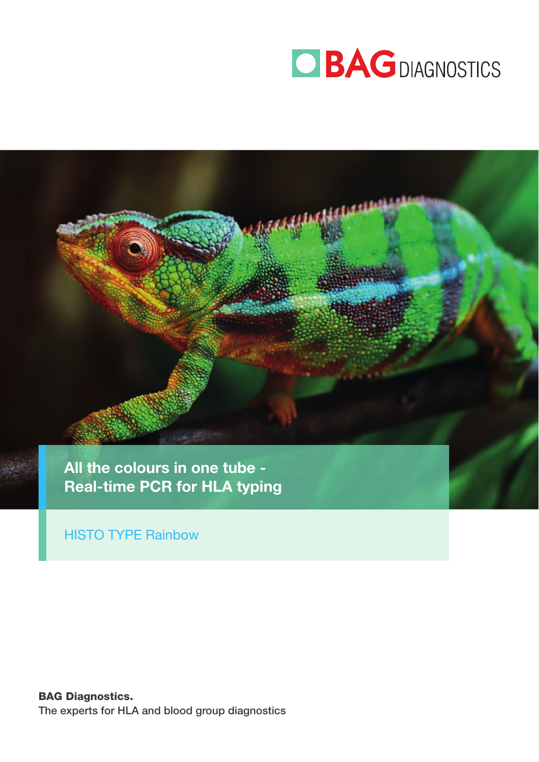BAG DIAGNOSTICS

# All the colours in one tube - Real-time PCR for HLA typing

HISTO TYPE Rainbow

**BAG Diagnostics.**
The experts for HLA and blood group diagnostics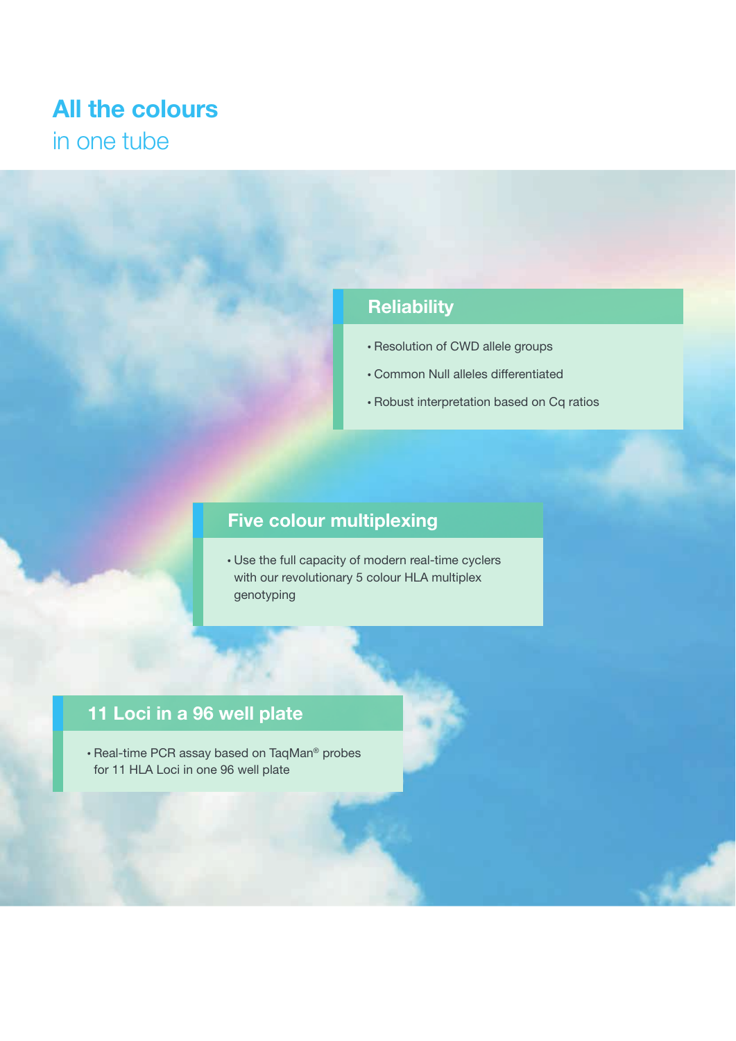# All the colours
in one tube

## Reliability

- Resolution of CWD allele groups
- Common Null alleles differentiated
- Robust interpretation based on Cq ratios

## Five colour multiplexing

- Use the full capacity of modern real-time cyclers with our revolutionary 5 colour HLA multiplex genotyping

## 11 Loci in a 96 well plate

- Real-time PCR assay based on TaqMan® probes for 11 HLA Loci in one 96 well plate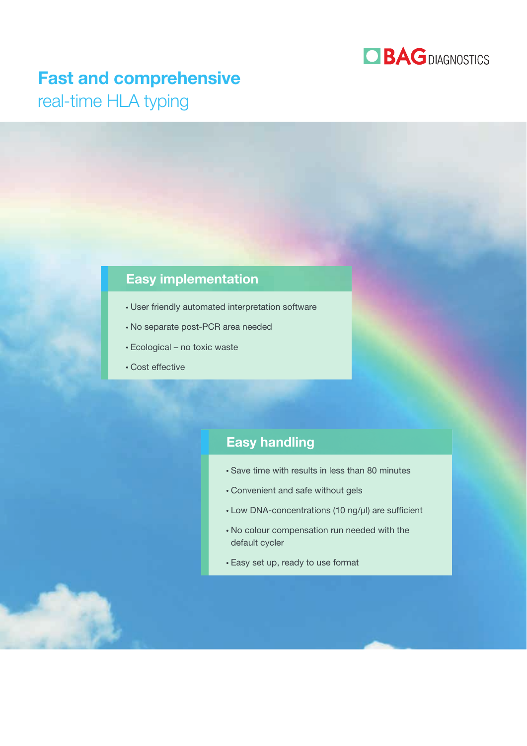BAG DIAGNOSTICS

# Fast and comprehensive
## real-time HLA typing

## Easy implementation

- User friendly automated interpretation software
- No separate post-PCR area needed
- Ecological – no toxic waste
- Cost effective

## Easy handling

- Save time with results in less than 80 minutes
- Convenient and safe without gels
- Low DNA-concentrations (10 ng/µl) are sufficient
- No colour compensation run needed with the default cycler
- Easy set up, ready to use format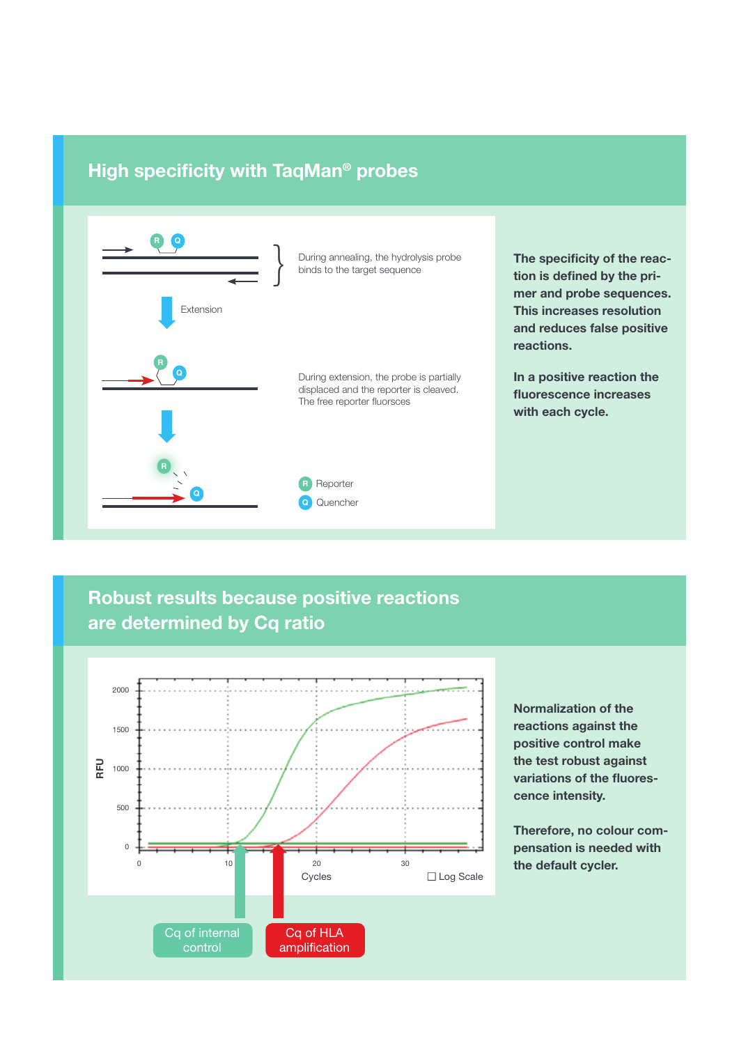## High specificity with TaqMan® probes

During annealing, the hydrolysis probe binds to the target sequence

Extension

During extension, the probe is partially displaced and the reporter is cleaved. The free reporter fluorsces

R Reporter

Q Quencher

**The specificity of the reaction is defined by the primer and probe sequences. This increases resolution and reduces false positive reactions.**

**In a positive reaction the fluorescence increases with each cycle.**

## Robust results because positive reactions are determined by Cq ratio

RFU

2000

1500

1000

500

0

0 10 20 30

Cycles

☐ Log Scale

Cq of internal control

Cq of HLA amplification

**Normalization of the reactions against the positive control make the test robust against variations of the fluorescence intensity.**

**Therefore, no colour compensation is needed with the default cycler.**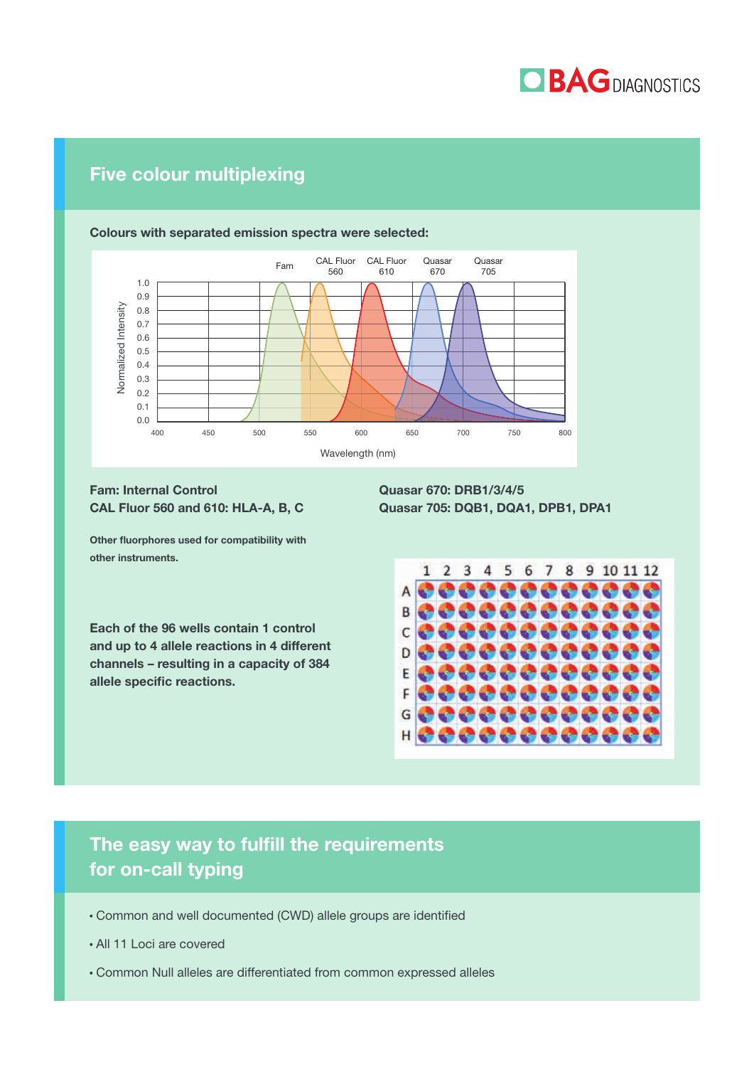## Five colour multiplexing

**Colours with separated emission spectra were selected:**

**Fam: Internal Control**
**CAL Fluor 560 and 610: HLA-A, B, C**

**Quasar 670: DRB1/3/4/5**
**Quasar 705: DQB1, DQA1, DPB1, DPA1**

**Other fluorphores used for compatibility with other instruments.**

**Each of the 96 wells contain 1 control and up to 4 allele reactions in 4 different channels – resulting in a capacity of 384 allele specific reactions.**

## The easy way to fulfill the requirements for on-call typing

- Common and well documented (CWD) allele groups are identified
- All 11 Loci are covered
- Common Null alleles are differentiated from common expressed alleles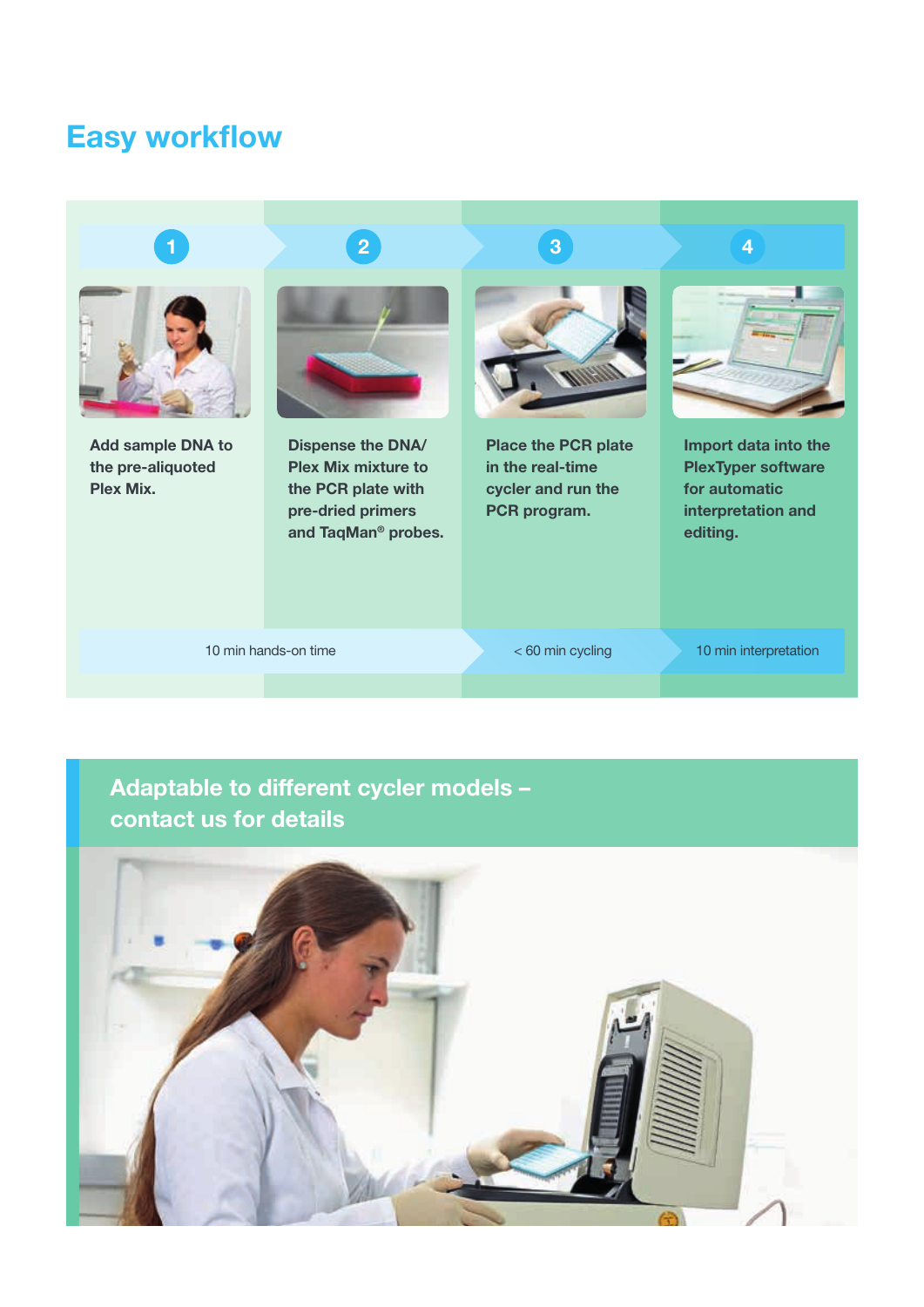# Easy workflow

1. Add sample DNA to the pre-aliquoted Plex Mix.
2. Dispense the DNA/ Plex Mix mixture to the PCR plate with pre-dried primers and TaqMan® probes.
3. Place the PCR plate in the real-time cycler and run the PCR program.
4. Import data into the PlexTyper software for automatic interpretation and editing.

10 min hands-on time → < 60 min cycling → 10 min interpretation

## Adaptable to different cycler models – contact us for details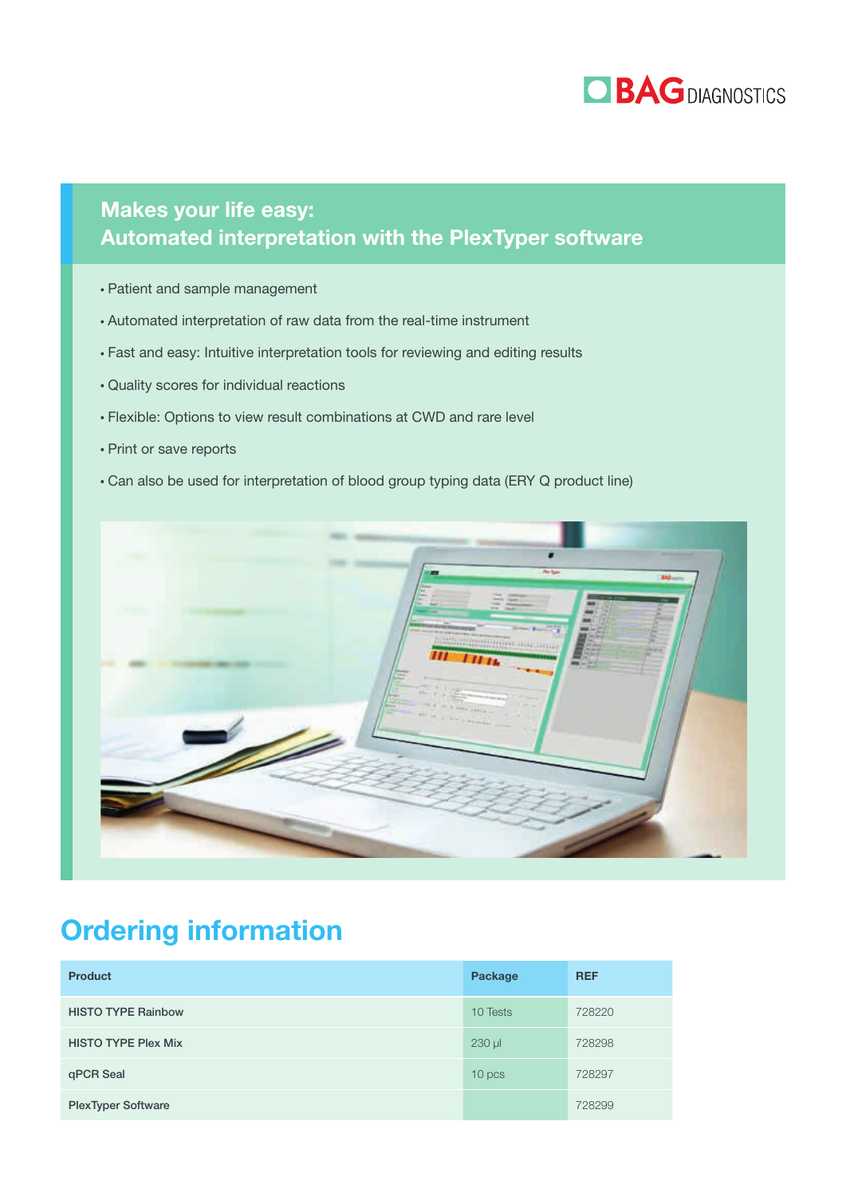## Makes your life easy:
## Automated interpretation with the PlexTyper software

- Patient and sample management
- Automated interpretation of raw data from the real-time instrument
- Fast and easy: Intuitive interpretation tools for reviewing and editing results
- Quality scores for individual reactions
- Flexible: Options to view result combinations at CWD and rare level
- Print or save reports
- Can also be used for interpretation of blood group typing data (ERY Q product line)

# Ordering information

| Product | Package | REF |
|---|---|---|
| HISTO TYPE Rainbow | 10 Tests | 728220 |
| HISTO TYPE Plex Mix | 230 µl | 728298 |
| qPCR Seal | 10 pcs | 728297 |
| PlexTyper Software | | 728299 |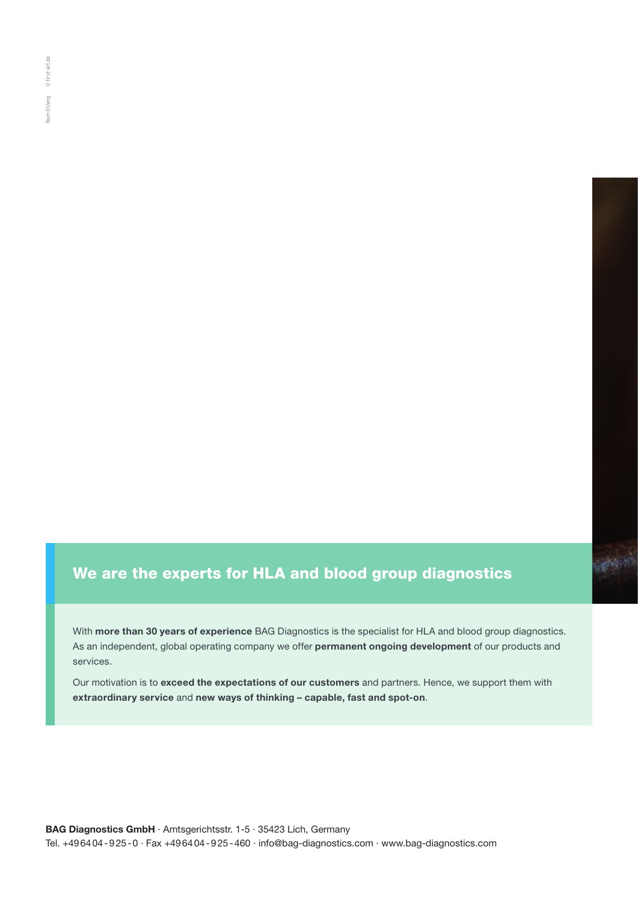Rain-01/eng © first-art.de

## We are the experts for HLA and blood group diagnostics

With **more than 30 years of experience** BAG Diagnostics is the specialist for HLA and blood group diagnostics. As an independent, global operating company we offer **permanent ongoing development** of our products and services.

Our motivation is to **exceed the expectations of our customers** and partners. Hence, we support them with **extraordinary service** and **new ways of thinking – capable, fast and spot-on**.

**BAG Diagnostics GmbH** · Amtsgerichtsstr. 1-5 · 35423 Lich, Germany
Tel. +49 64 04 - 925 - 0 · Fax +49 64 04 - 925 - 460 · info@bag-diagnostics.com · www.bag-diagnostics.com